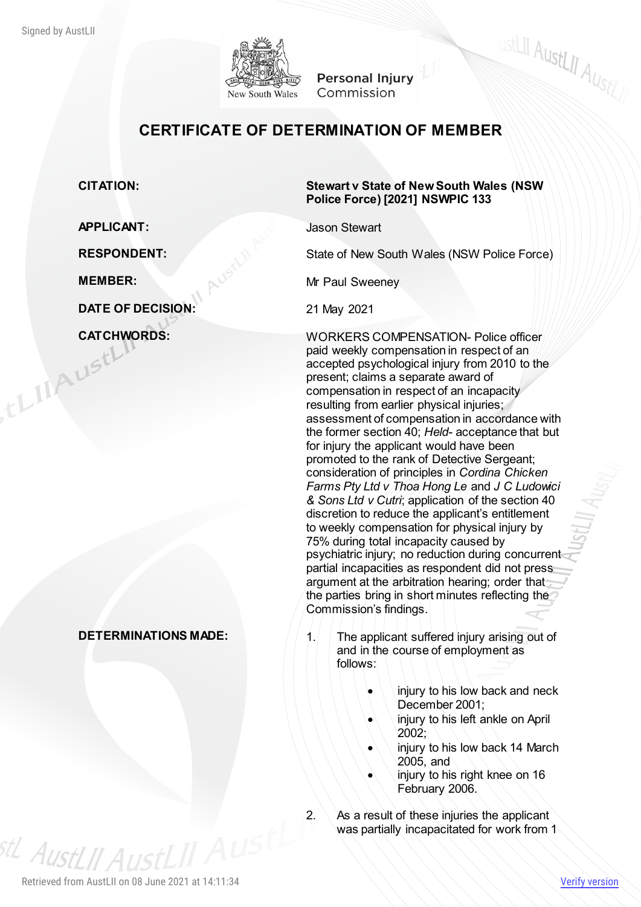Personal Injury Commission

# CERTIFICATE OF DETERMINATION OF MEMBER

| | |
|---|---|
| **CITATION:** | **Stewart v State of New South Wales (NSW Police Force) [2021] NSWPIC 133** |
| **APPLICANT:** | Jason Stewart |
| **RESPONDENT:** | State of New South Wales (NSW Police Force) |
| **MEMBER:** | Mr Paul Sweeney |
| **DATE OF DECISION:** | 21 May 2021 |
| **CATCHWORDS:** | WORKERS COMPENSATION- Police officer paid weekly compensation in respect of an accepted psychological injury from 2010 to the present; claims a separate award of compensation in respect of an incapacity resulting from earlier physical injuries; assessment of compensation in accordance with the former section 40; *Held*- acceptance that but for injury the applicant would have been promoted to the rank of Detective Sergeant; consideration of principles in *Cordina Chicken Farms Pty Ltd v Thoa Hong Le* and *J C Ludowici & Sons Ltd v Cutri*; application of the section 40 discretion to reduce the applicant's entitlement to weekly compensation for physical injury by 75% during total incapacity caused by psychiatric injury; no reduction during concurrent partial incapacities as respondent did not press argument at the arbitration hearing; order that the parties bring in short minutes reflecting the Commission's findings. |

**DETERMINATIONS MADE:**

1. The applicant suffered injury arising out of and in the course of employment as follows:
   - injury to his low back and neck December 2001;
   - injury to his left ankle on April 2002;
   - injury to his low back 14 March 2005, and
   - injury to his right knee on 16 February 2006.
2. As a result of these injuries the applicant was partially incapacitated for work from 1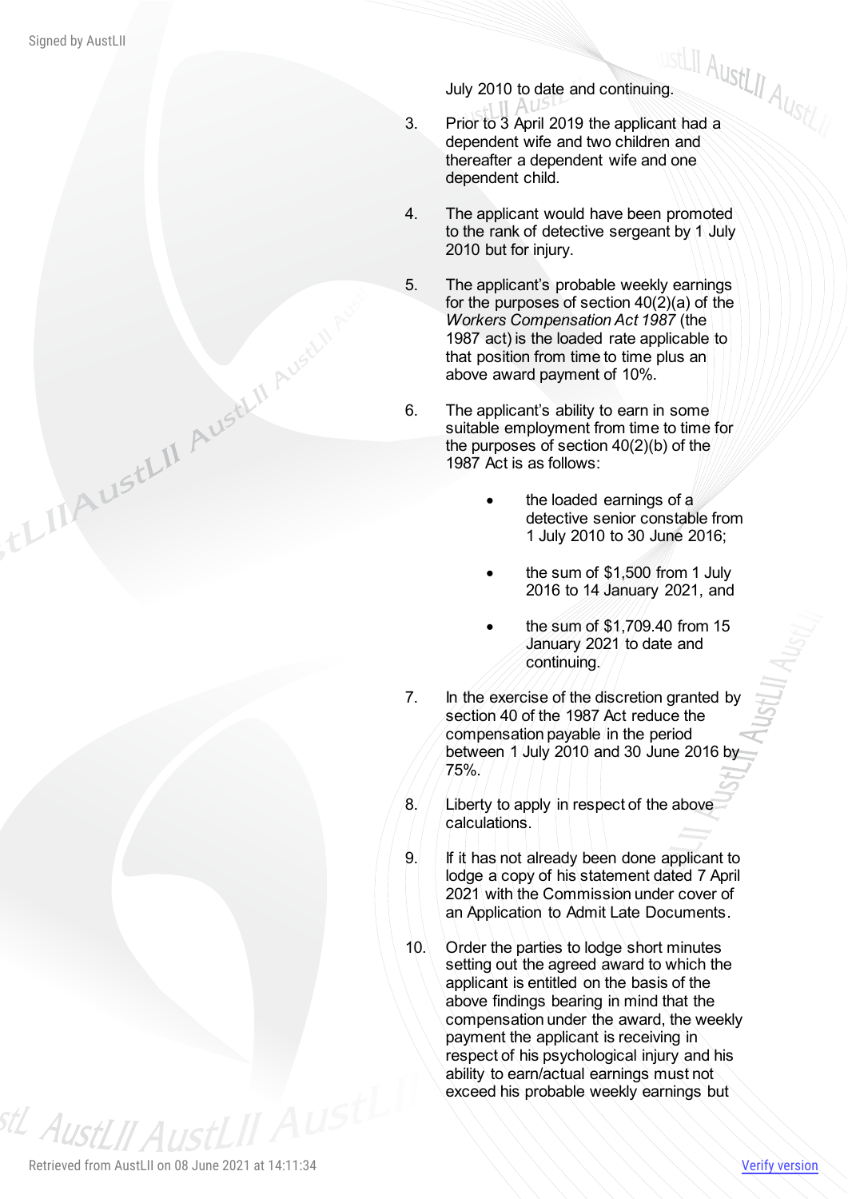July 2010 to date and continuing.

3. Prior to 3 April 2019 the applicant had a dependent wife and two children and thereafter a dependent wife and one dependent child.

4. The applicant would have been promoted to the rank of detective sergeant by 1 July 2010 but for injury.

5. The applicant's probable weekly earnings for the purposes of section 40(2)(a) of the *Workers Compensation Act 1987* (the 1987 act) is the loaded rate applicable to that position from time to time plus an above award payment of 10%.

6. The applicant's ability to earn in some suitable employment from time to time for the purposes of section 40(2)(b) of the 1987 Act is as follows:

   - the loaded earnings of a detective senior constable from 1 July 2010 to 30 June 2016;
   - the sum of $1,500 from 1 July 2016 to 14 January 2021, and
   - the sum of $1,709.40 from 15 January 2021 to date and continuing.

7. In the exercise of the discretion granted by section 40 of the 1987 Act reduce the compensation payable in the period between 1 July 2010 and 30 June 2016 by 75%.

8. Liberty to apply in respect of the above calculations.

9. If it has not already been done applicant to lodge a copy of his statement dated 7 April 2021 with the Commission under cover of an Application to Admit Late Documents.

10. Order the parties to lodge short minutes setting out the agreed award to which the applicant is entitled on the basis of the above findings bearing in mind that the compensation under the award, the weekly payment the applicant is receiving in respect of his psychological injury and his ability to earn/actual earnings must not exceed his probable weekly earnings but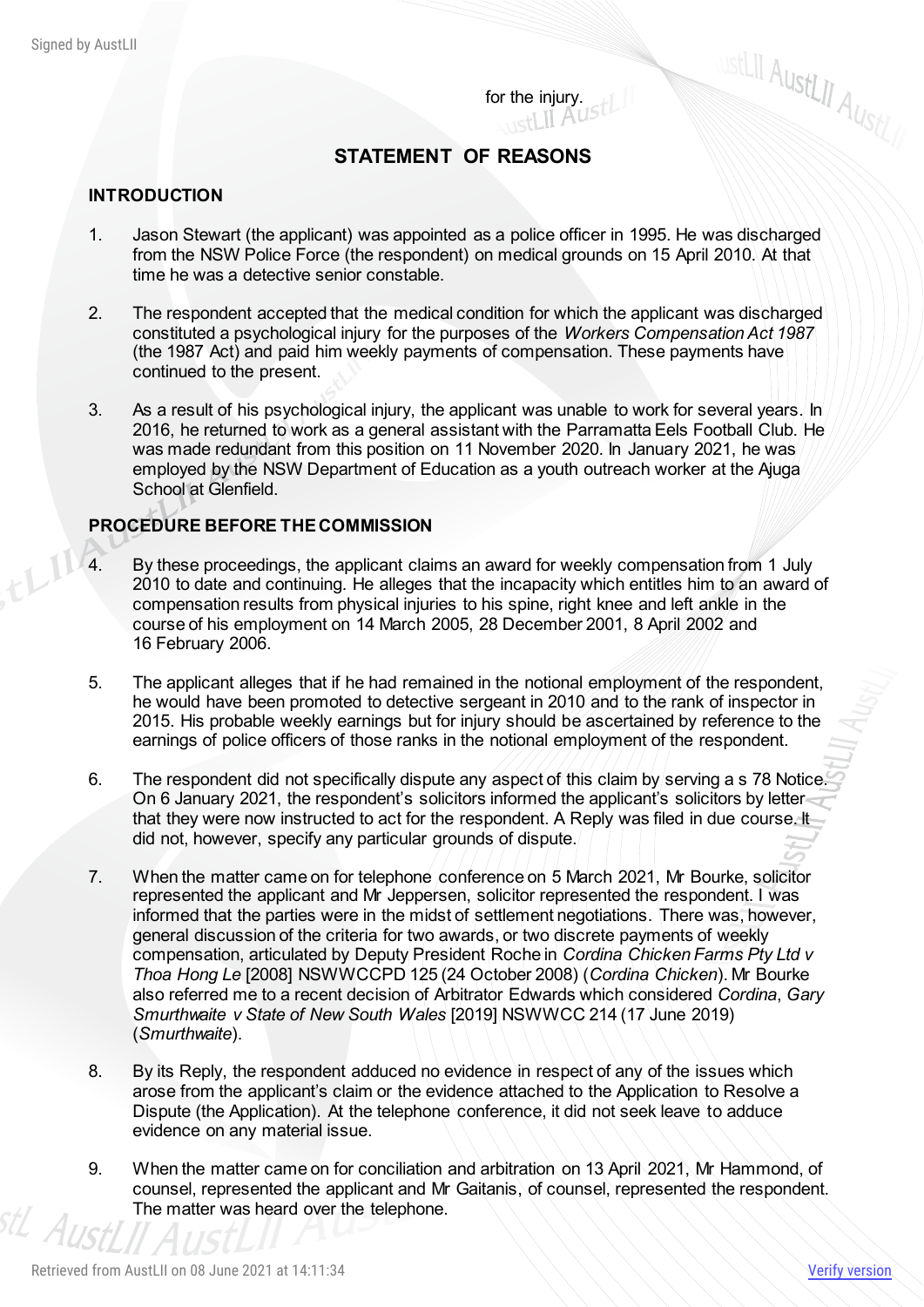for the injury.

## STATEMENT OF REASONS

### INTRODUCTION

1. Jason Stewart (the applicant) was appointed as a police officer in 1995. He was discharged from the NSW Police Force (the respondent) on medical grounds on 15 April 2010. At that time he was a detective senior constable.

2. The respondent accepted that the medical condition for which the applicant was discharged constituted a psychological injury for the purposes of the *Workers Compensation Act 1987* (the 1987 Act) and paid him weekly payments of compensation. These payments have continued to the present.

3. As a result of his psychological injury, the applicant was unable to work for several years. In 2016, he returned to work as a general assistant with the Parramatta Eels Football Club. He was made redundant from this position on 11 November 2020. In January 2021, he was employed by the NSW Department of Education as a youth outreach worker at the Ajuga School at Glenfield.

### PROCEDURE BEFORE THE COMMISSION

4. By these proceedings, the applicant claims an award for weekly compensation from 1 July 2010 to date and continuing. He alleges that the incapacity which entitles him to an award of compensation results from physical injuries to his spine, right knee and left ankle in the course of his employment on 14 March 2005, 28 December 2001, 8 April 2002 and 16 February 2006.

5. The applicant alleges that if he had remained in the notional employment of the respondent, he would have been promoted to detective sergeant in 2010 and to the rank of inspector in 2015. His probable weekly earnings but for injury should be ascertained by reference to the earnings of police officers of those ranks in the notional employment of the respondent.

6. The respondent did not specifically dispute any aspect of this claim by serving a s 78 Notice. On 6 January 2021, the respondent's solicitors informed the applicant's solicitors by letter that they were now instructed to act for the respondent. A Reply was filed in due course. It did not, however, specify any particular grounds of dispute.

7. When the matter came on for telephone conference on 5 March 2021, Mr Bourke, solicitor represented the applicant and Mr Jeppersen, solicitor represented the respondent. I was informed that the parties were in the midst of settlement negotiations. There was, however, general discussion of the criteria for two awards, or two discrete payments of weekly compensation, articulated by Deputy President Roche in *Cordina Chicken Farms Pty Ltd v Thoa Hong Le* [2008] NSWWCCPD 125 (24 October 2008) (*Cordina Chicken*). Mr Bourke also referred me to a recent decision of Arbitrator Edwards which considered *Cordina*, *Gary Smurthwaite v State of New South Wales* [2019] NSWWCC 214 (17 June 2019) (*Smurthwaite*).

8. By its Reply, the respondent adduced no evidence in respect of any of the issues which arose from the applicant's claim or the evidence attached to the Application to Resolve a Dispute (the Application). At the telephone conference, it did not seek leave to adduce evidence on any material issue.

9. When the matter came on for conciliation and arbitration on 13 April 2021, Mr Hammond, of counsel, represented the applicant and Mr Gaitanis, of counsel, represented the respondent. The matter was heard over the telephone.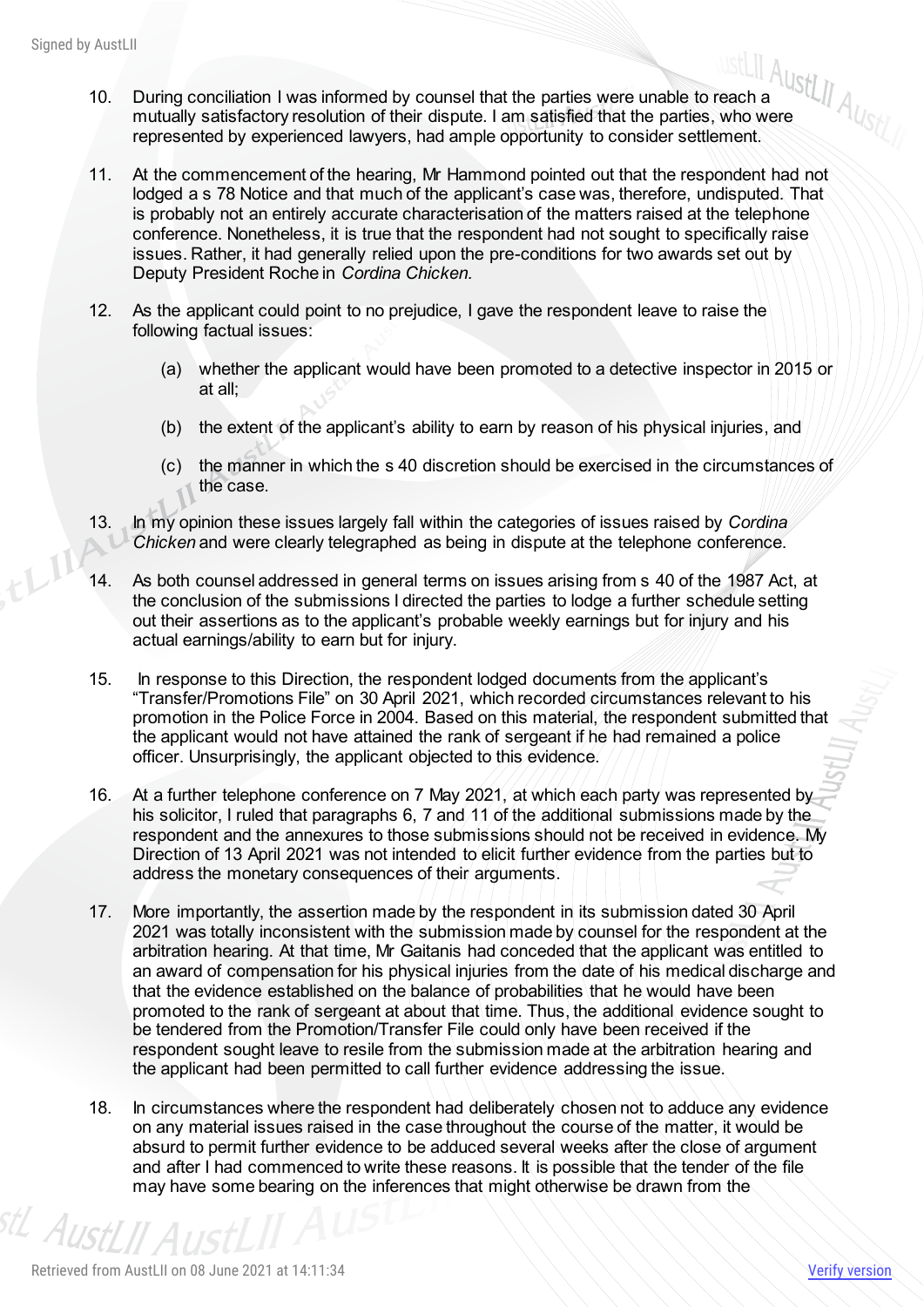10. During conciliation I was informed by counsel that the parties were unable to reach a mutually satisfactory resolution of their dispute. I am satisfied that the parties, who were represented by experienced lawyers, had ample opportunity to consider settlement.

11. At the commencement of the hearing, Mr Hammond pointed out that the respondent had not lodged a s 78 Notice and that much of the applicant's case was, therefore, undisputed. That is probably not an entirely accurate characterisation of the matters raised at the telephone conference. Nonetheless, it is true that the respondent had not sought to specifically raise issues. Rather, it had generally relied upon the pre-conditions for two awards set out by Deputy President Roche in *Cordina Chicken.*

12. As the applicant could point to no prejudice, I gave the respondent leave to raise the following factual issues:

    (a) whether the applicant would have been promoted to a detective inspector in 2015 or at all;

    (b) the extent of the applicant's ability to earn by reason of his physical injuries, and

    (c) the manner in which the s 40 discretion should be exercised in the circumstances of the case.

13. In my opinion these issues largely fall within the categories of issues raised by *Cordina Chicken* and were clearly telegraphed as being in dispute at the telephone conference.

14. As both counsel addressed in general terms on issues arising from s 40 of the 1987 Act, at the conclusion of the submissions I directed the parties to lodge a further schedule setting out their assertions as to the applicant's probable weekly earnings but for injury and his actual earnings/ability to earn but for injury.

15. In response to this Direction, the respondent lodged documents from the applicant's "Transfer/Promotions File" on 30 April 2021, which recorded circumstances relevant to his promotion in the Police Force in 2004. Based on this material, the respondent submitted that the applicant would not have attained the rank of sergeant if he had remained a police officer. Unsurprisingly, the applicant objected to this evidence.

16. At a further telephone conference on 7 May 2021, at which each party was represented by his solicitor, I ruled that paragraphs 6, 7 and 11 of the additional submissions made by the respondent and the annexures to those submissions should not be received in evidence. My Direction of 13 April 2021 was not intended to elicit further evidence from the parties but to address the monetary consequences of their arguments.

17. More importantly, the assertion made by the respondent in its submission dated 30 April 2021 was totally inconsistent with the submission made by counsel for the respondent at the arbitration hearing. At that time, Mr Gaitanis had conceded that the applicant was entitled to an award of compensation for his physical injuries from the date of his medical discharge and that the evidence established on the balance of probabilities that he would have been promoted to the rank of sergeant at about that time. Thus, the additional evidence sought to be tendered from the Promotion/Transfer File could only have been received if the respondent sought leave to resile from the submission made at the arbitration hearing and the applicant had been permitted to call further evidence addressing the issue.

18. In circumstances where the respondent had deliberately chosen not to adduce any evidence on any material issues raised in the case throughout the course of the matter, it would be absurd to permit further evidence to be adduced several weeks after the close of argument and after I had commenced to write these reasons. It is possible that the tender of the file may have some bearing on the inferences that might otherwise be drawn from the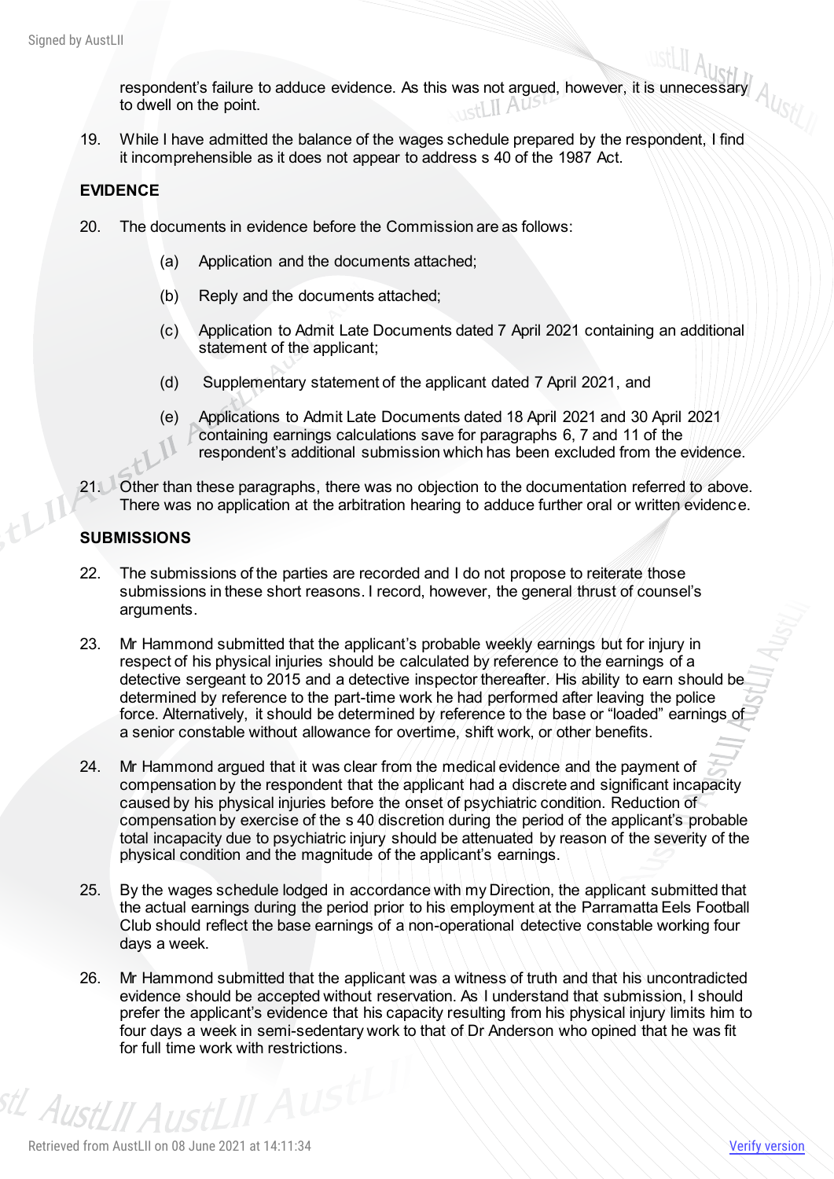respondent's failure to adduce evidence. As this was not argued, however, it is unnecessary to dwell on the point.

19. While I have admitted the balance of the wages schedule prepared by the respondent, I find it incomprehensible as it does not appear to address s 40 of the 1987 Act.

## EVIDENCE

20. The documents in evidence before the Commission are as follows:

    (a) Application and the documents attached;

    (b) Reply and the documents attached;

    (c) Application to Admit Late Documents dated 7 April 2021 containing an additional statement of the applicant;

    (d) Supplementary statement of the applicant dated 7 April 2021, and

    (e) Applications to Admit Late Documents dated 18 April 2021 and 30 April 2021 containing earnings calculations save for paragraphs 6, 7 and 11 of the respondent's additional submission which has been excluded from the evidence.

21. Other than these paragraphs, there was no objection to the documentation referred to above. There was no application at the arbitration hearing to adduce further oral or written evidence.

## SUBMISSIONS

22. The submissions of the parties are recorded and I do not propose to reiterate those submissions in these short reasons. I record, however, the general thrust of counsel's arguments.

23. Mr Hammond submitted that the applicant's probable weekly earnings but for injury in respect of his physical injuries should be calculated by reference to the earnings of a detective sergeant to 2015 and a detective inspector thereafter. His ability to earn should be determined by reference to the part-time work he had performed after leaving the police force. Alternatively, it should be determined by reference to the base or "loaded" earnings of a senior constable without allowance for overtime, shift work, or other benefits.

24. Mr Hammond argued that it was clear from the medical evidence and the payment of compensation by the respondent that the applicant had a discrete and significant incapacity caused by his physical injuries before the onset of psychiatric condition. Reduction of compensation by exercise of the s 40 discretion during the period of the applicant's probable total incapacity due to psychiatric injury should be attenuated by reason of the severity of the physical condition and the magnitude of the applicant's earnings.

25. By the wages schedule lodged in accordance with my Direction, the applicant submitted that the actual earnings during the period prior to his employment at the Parramatta Eels Football Club should reflect the base earnings of a non-operational detective constable working four days a week.

26. Mr Hammond submitted that the applicant was a witness of truth and that his uncontradicted evidence should be accepted without reservation. As I understand that submission, I should prefer the applicant's evidence that his capacity resulting from his physical injury limits him to four days a week in semi-sedentary work to that of Dr Anderson who opined that he was fit for full time work with restrictions.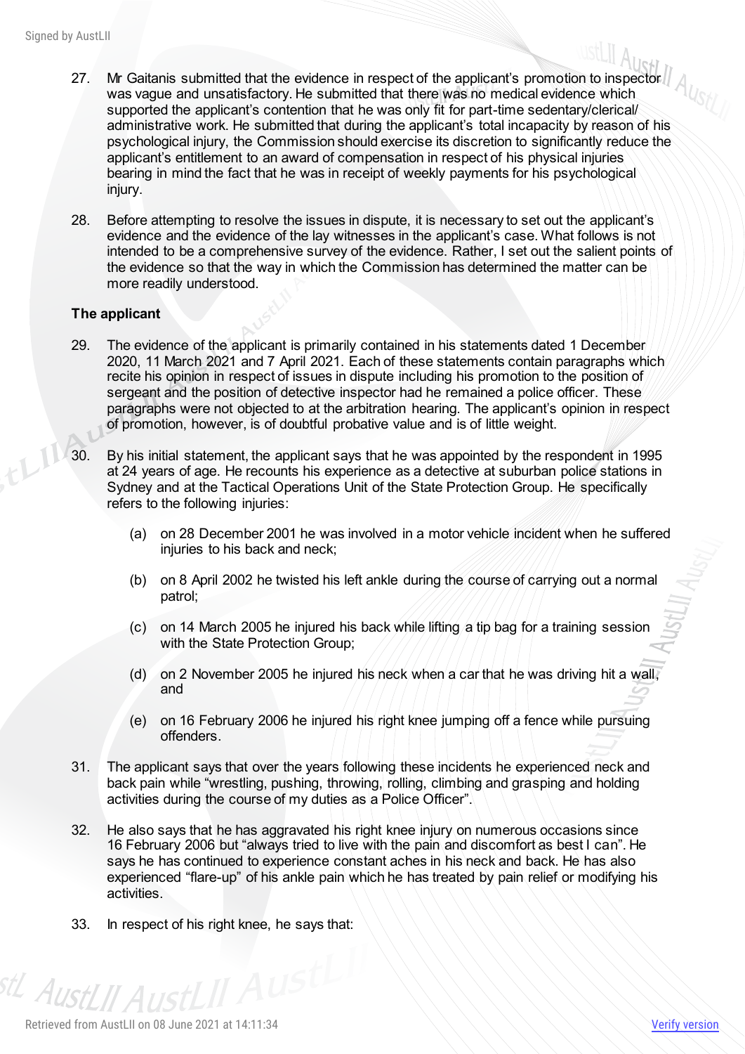27. Mr Gaitanis submitted that the evidence in respect of the applicant's promotion to inspector was vague and unsatisfactory. He submitted that there was no medical evidence which supported the applicant's contention that he was only fit for part-time sedentary/clerical/ administrative work. He submitted that during the applicant's total incapacity by reason of his psychological injury, the Commission should exercise its discretion to significantly reduce the applicant's entitlement to an award of compensation in respect of his physical injuries bearing in mind the fact that he was in receipt of weekly payments for his psychological injury.

28. Before attempting to resolve the issues in dispute, it is necessary to set out the applicant's evidence and the evidence of the lay witnesses in the applicant's case. What follows is not intended to be a comprehensive survey of the evidence. Rather, I set out the salient points of the evidence so that the way in which the Commission has determined the matter can be more readily understood.

**The applicant**

29. The evidence of the applicant is primarily contained in his statements dated 1 December 2020, 11 March 2021 and 7 April 2021. Each of these statements contain paragraphs which recite his opinion in respect of issues in dispute including his promotion to the position of sergeant and the position of detective inspector had he remained a police officer. These paragraphs were not objected to at the arbitration hearing. The applicant's opinion in respect of promotion, however, is of doubtful probative value and is of little weight.

30. By his initial statement, the applicant says that he was appointed by the respondent in 1995 at 24 years of age. He recounts his experience as a detective at suburban police stations in Sydney and at the Tactical Operations Unit of the State Protection Group. He specifically refers to the following injuries:

    (a) on 28 December 2001 he was involved in a motor vehicle incident when he suffered injuries to his back and neck;

    (b) on 8 April 2002 he twisted his left ankle during the course of carrying out a normal patrol;

    (c) on 14 March 2005 he injured his back while lifting a tip bag for a training session with the State Protection Group;

    (d) on 2 November 2005 he injured his neck when a car that he was driving hit a wall, and

    (e) on 16 February 2006 he injured his right knee jumping off a fence while pursuing offenders.

31. The applicant says that over the years following these incidents he experienced neck and back pain while "wrestling, pushing, throwing, rolling, climbing and grasping and holding activities during the course of my duties as a Police Officer".

32. He also says that he has aggravated his right knee injury on numerous occasions since 16 February 2006 but "always tried to live with the pain and discomfort as best I can". He says he has continued to experience constant aches in his neck and back. He has also experienced "flare-up" of his ankle pain which he has treated by pain relief or modifying his activities.

33. In respect of his right knee, he says that: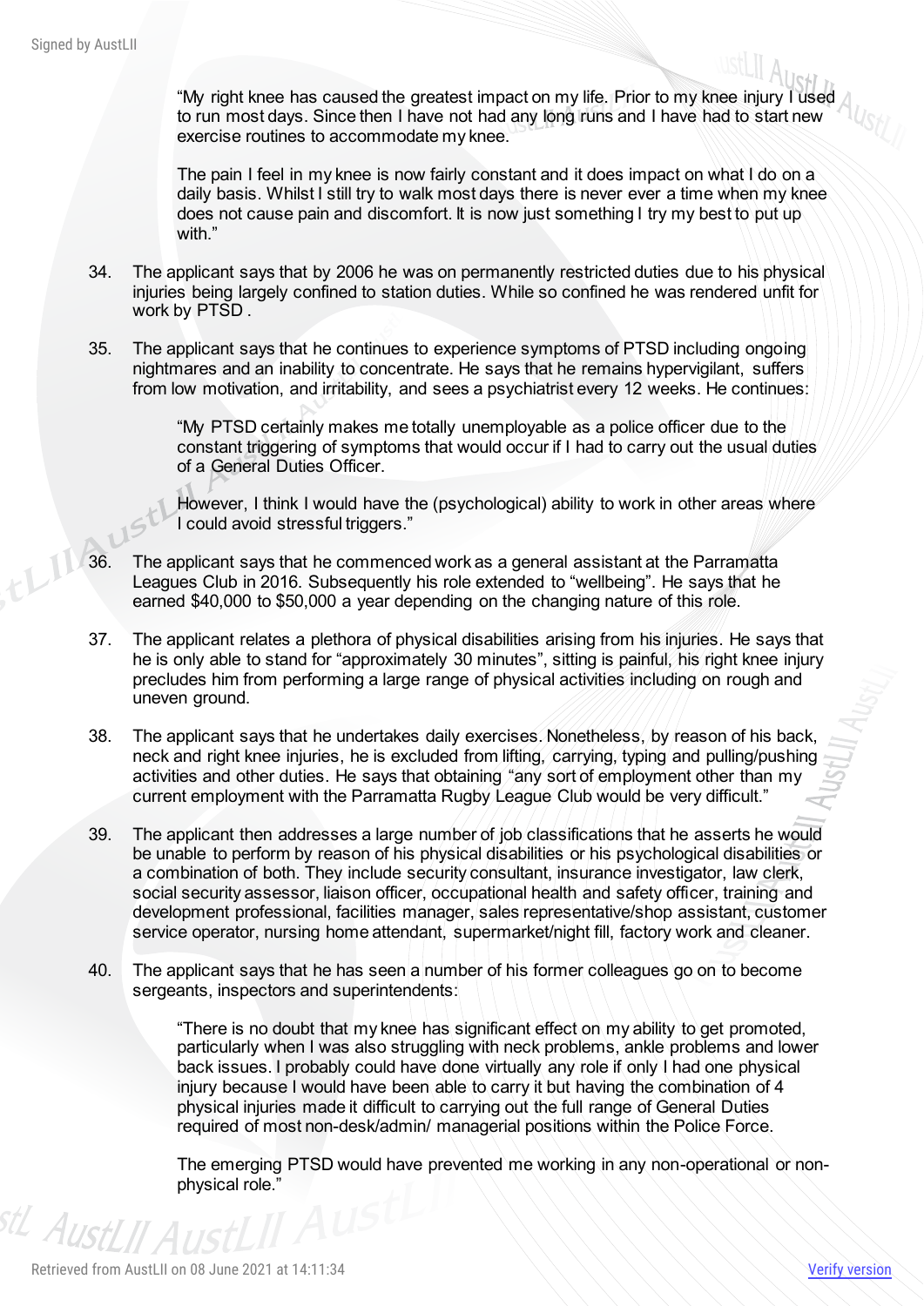> "My right knee has caused the greatest impact on my life. Prior to my knee injury I used to run most days. Since then I have not had any long runs and I have had to start new exercise routines to accommodate my knee.
>
> The pain I feel in my knee is now fairly constant and it does impact on what I do on a daily basis. Whilst I still try to walk most days there is never ever a time when my knee does not cause pain and discomfort. It is now just something I try my best to put up with."

34. The applicant says that by 2006 he was on permanently restricted duties due to his physical injuries being largely confined to station duties. While so confined he was rendered unfit for work by PTSD .

35. The applicant says that he continues to experience symptoms of PTSD including ongoing nightmares and an inability to concentrate. He says that he remains hypervigilant, suffers from low motivation, and irritability, and sees a psychiatrist every 12 weeks. He continues:

> "My PTSD certainly makes me totally unemployable as a police officer due to the constant triggering of symptoms that would occur if I had to carry out the usual duties of a General Duties Officer.
>
> However, I think I would have the (psychological) ability to work in other areas where I could avoid stressful triggers."

36. The applicant says that he commenced work as a general assistant at the Parramatta Leagues Club in 2016. Subsequently his role extended to "wellbeing". He says that he earned $40,000 to $50,000 a year depending on the changing nature of this role.

37. The applicant relates a plethora of physical disabilities arising from his injuries. He says that he is only able to stand for "approximately 30 minutes", sitting is painful, his right knee injury precludes him from performing a large range of physical activities including on rough and uneven ground.

38. The applicant says that he undertakes daily exercises. Nonetheless, by reason of his back, neck and right knee injuries, he is excluded from lifting, carrying, typing and pulling/pushing activities and other duties. He says that obtaining "any sort of employment other than my current employment with the Parramatta Rugby League Club would be very difficult."

39. The applicant then addresses a large number of job classifications that he asserts he would be unable to perform by reason of his physical disabilities or his psychological disabilities or a combination of both. They include security consultant, insurance investigator, law clerk, social security assessor, liaison officer, occupational health and safety officer, training and development professional, facilities manager, sales representative/shop assistant, customer service operator, nursing home attendant, supermarket/night fill, factory work and cleaner.

40. The applicant says that he has seen a number of his former colleagues go on to become sergeants, inspectors and superintendents:

> "There is no doubt that my knee has significant effect on my ability to get promoted, particularly when I was also struggling with neck problems, ankle problems and lower back issues. I probably could have done virtually any role if only I had one physical injury because I would have been able to carry it but having the combination of 4 physical injuries made it difficult to carrying out the full range of General Duties required of most non-desk/admin/ managerial positions within the Police Force.
>
> The emerging PTSD would have prevented me working in any non-operational or non-physical role."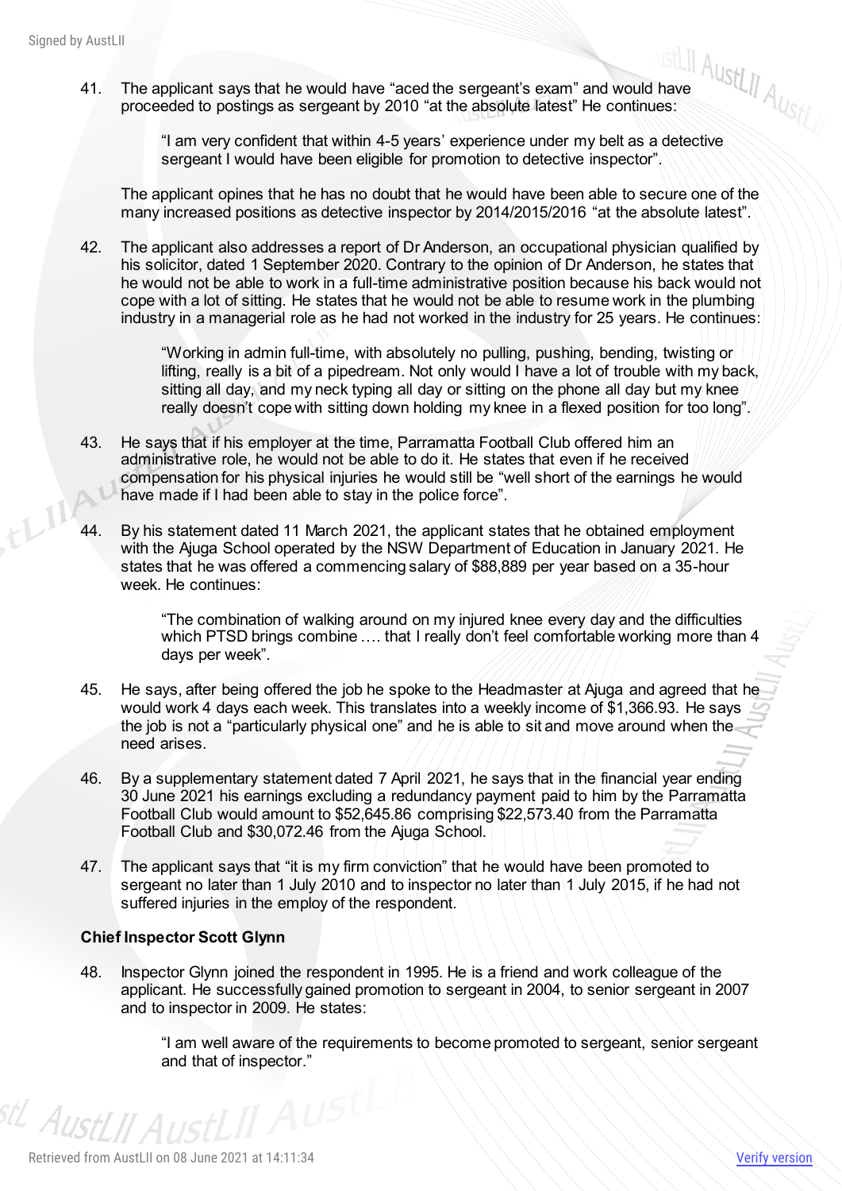41. The applicant says that he would have "aced the sergeant's exam" and would have proceeded to postings as sergeant by 2010 "at the absolute latest" He continues:

> "I am very confident that within 4-5 years' experience under my belt as a detective sergeant I would have been eligible for promotion to detective inspector".

The applicant opines that he has no doubt that he would have been able to secure one of the many increased positions as detective inspector by 2014/2015/2016 "at the absolute latest".

42. The applicant also addresses a report of Dr Anderson, an occupational physician qualified by his solicitor, dated 1 September 2020. Contrary to the opinion of Dr Anderson, he states that he would not be able to work in a full-time administrative position because his back would not cope with a lot of sitting. He states that he would not be able to resume work in the plumbing industry in a managerial role as he had not worked in the industry for 25 years. He continues:

> "Working in admin full-time, with absolutely no pulling, pushing, bending, twisting or lifting, really is a bit of a pipedream. Not only would I have a lot of trouble with my back, sitting all day, and my neck typing all day or sitting on the phone all day but my knee really doesn't cope with sitting down holding my knee in a flexed position for too long".

43. He says that if his employer at the time, Parramatta Football Club offered him an administrative role, he would not be able to do it. He states that even if he received compensation for his physical injuries he would still be "well short of the earnings he would have made if I had been able to stay in the police force".

44. By his statement dated 11 March 2021, the applicant states that he obtained employment with the Ajuga School operated by the NSW Department of Education in January 2021. He states that he was offered a commencing salary of $88,889 per year based on a 35-hour week. He continues:

> "The combination of walking around on my injured knee every day and the difficulties which PTSD brings combine …. that I really don't feel comfortable working more than 4 days per week".

45. He says, after being offered the job he spoke to the Headmaster at Ajuga and agreed that he would work 4 days each week. This translates into a weekly income of $1,366.93. He says the job is not a "particularly physical one" and he is able to sit and move around when the need arises.

46. By a supplementary statement dated 7 April 2021, he says that in the financial year ending 30 June 2021 his earnings excluding a redundancy payment paid to him by the Parramatta Football Club would amount to $52,645.86 comprising $22,573.40 from the Parramatta Football Club and $30,072.46 from the Ajuga School.

47. The applicant says that "it is my firm conviction" that he would have been promoted to sergeant no later than 1 July 2010 and to inspector no later than 1 July 2015, if he had not suffered injuries in the employ of the respondent.

**Chief Inspector Scott Glynn**

48. Inspector Glynn joined the respondent in 1995. He is a friend and work colleague of the applicant. He successfully gained promotion to sergeant in 2004, to senior sergeant in 2007 and to inspector in 2009. He states:

> "I am well aware of the requirements to become promoted to sergeant, senior sergeant and that of inspector."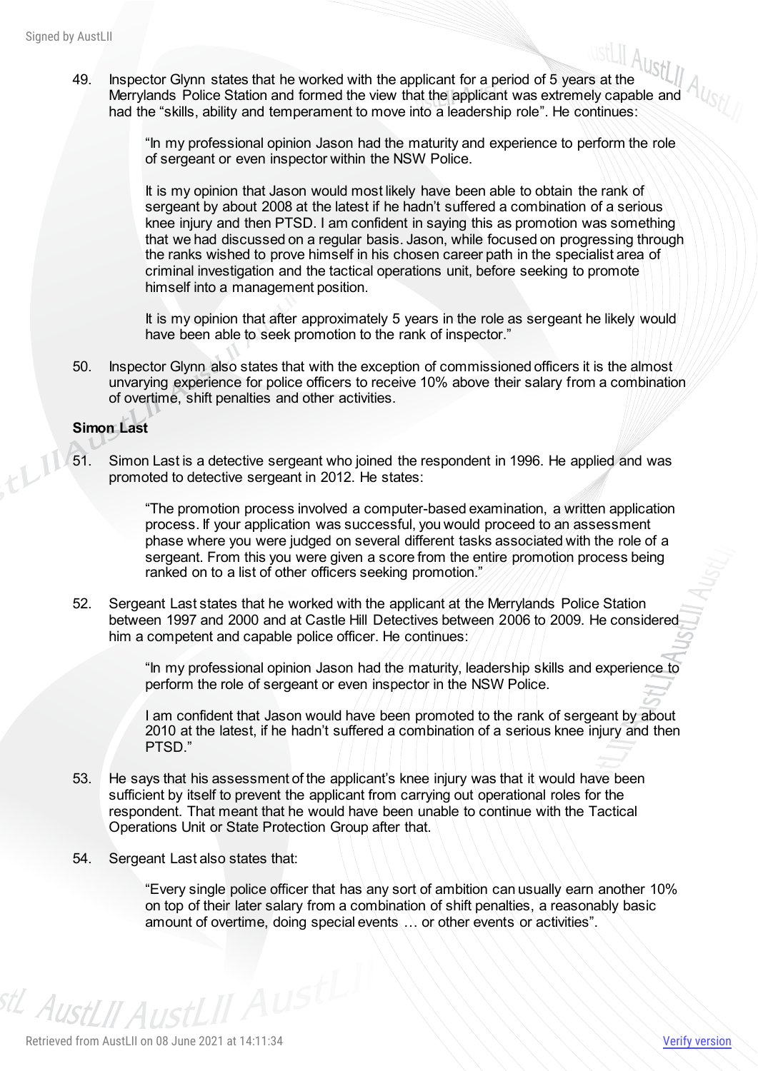49. Inspector Glynn states that he worked with the applicant for a period of 5 years at the Merrylands Police Station and formed the view that the applicant was extremely capable and had the "skills, ability and temperament to move into a leadership role". He continues:

> "In my professional opinion Jason had the maturity and experience to perform the role of sergeant or even inspector within the NSW Police.
>
> It is my opinion that Jason would most likely have been able to obtain the rank of sergeant by about 2008 at the latest if he hadn't suffered a combination of a serious knee injury and then PTSD. I am confident in saying this as promotion was something that we had discussed on a regular basis. Jason, while focused on progressing through the ranks wished to prove himself in his chosen career path in the specialist area of criminal investigation and the tactical operations unit, before seeking to promote himself into a management position.
>
> It is my opinion that after approximately 5 years in the role as sergeant he likely would have been able to seek promotion to the rank of inspector."

50. Inspector Glynn also states that with the exception of commissioned officers it is the almost unvarying experience for police officers to receive 10% above their salary from a combination of overtime, shift penalties and other activities.

**Simon Last**

51. Simon Last is a detective sergeant who joined the respondent in 1996. He applied and was promoted to detective sergeant in 2012. He states:

> "The promotion process involved a computer-based examination, a written application process. If your application was successful, you would proceed to an assessment phase where you were judged on several different tasks associated with the role of a sergeant. From this you were given a score from the entire promotion process being ranked on to a list of other officers seeking promotion."

52. Sergeant Last states that he worked with the applicant at the Merrylands Police Station between 1997 and 2000 and at Castle Hill Detectives between 2006 to 2009. He considered him a competent and capable police officer. He continues:

> "In my professional opinion Jason had the maturity, leadership skills and experience to perform the role of sergeant or even inspector in the NSW Police.
>
> I am confident that Jason would have been promoted to the rank of sergeant by about 2010 at the latest, if he hadn't suffered a combination of a serious knee injury and then PTSD."

53. He says that his assessment of the applicant's knee injury was that it would have been sufficient by itself to prevent the applicant from carrying out operational roles for the respondent. That meant that he would have been unable to continue with the Tactical Operations Unit or State Protection Group after that.

54. Sergeant Last also states that:

> "Every single police officer that has any sort of ambition can usually earn another 10% on top of their later salary from a combination of shift penalties, a reasonably basic amount of overtime, doing special events … or other events or activities".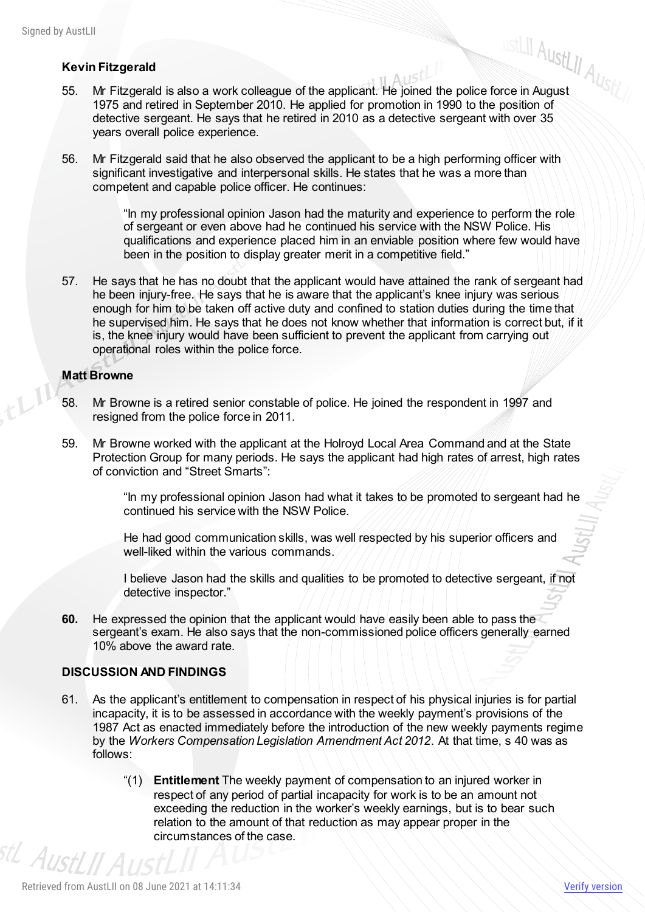**Kevin Fitzgerald**

55. Mr Fitzgerald is also a work colleague of the applicant. He joined the police force in August 1975 and retired in September 2010. He applied for promotion in 1990 to the position of detective sergeant. He says that he retired in 2010 as a detective sergeant with over 35 years overall police experience.

56. Mr Fitzgerald said that he also observed the applicant to be a high performing officer with significant investigative and interpersonal skills. He states that he was a more than competent and capable police officer. He continues:

> "In my professional opinion Jason had the maturity and experience to perform the role of sergeant or even above had he continued his service with the NSW Police. His qualifications and experience placed him in an enviable position where few would have been in the position to display greater merit in a competitive field."

57. He says that he has no doubt that the applicant would have attained the rank of sergeant had he been injury-free. He says that he is aware that the applicant's knee injury was serious enough for him to be taken off active duty and confined to station duties during the time that he supervised him. He says that he does not know whether that information is correct but, if it is, the knee injury would have been sufficient to prevent the applicant from carrying out operational roles within the police force.

**Matt Browne**

58. Mr Browne is a retired senior constable of police. He joined the respondent in 1997 and resigned from the police force in 2011.

59. Mr Browne worked with the applicant at the Holroyd Local Area Command and at the State Protection Group for many periods. He says the applicant had high rates of arrest, high rates of conviction and "Street Smarts":

> "In my professional opinion Jason had what it takes to be promoted to sergeant had he continued his service with the NSW Police.
>
> He had good communication skills, was well respected by his superior officers and well-liked within the various commands.
>
> I believe Jason had the skills and qualities to be promoted to detective sergeant, if not detective inspector."

**60.** He expressed the opinion that the applicant would have easily been able to pass the sergeant's exam. He also says that the non-commissioned police officers generally earned 10% above the award rate.

**DISCUSSION AND FINDINGS**

61. As the applicant's entitlement to compensation in respect of his physical injuries is for partial incapacity, it is to be assessed in accordance with the weekly payment's provisions of the 1987 Act as enacted immediately before the introduction of the new weekly payments regime by the *Workers Compensation Legislation Amendment Act 2012*. At that time, s 40 was as follows:

> "(1) **Entitlement** The weekly payment of compensation to an injured worker in respect of any period of partial incapacity for work is to be an amount not exceeding the reduction in the worker's weekly earnings, but is to bear such relation to the amount of that reduction as may appear proper in the circumstances of the case.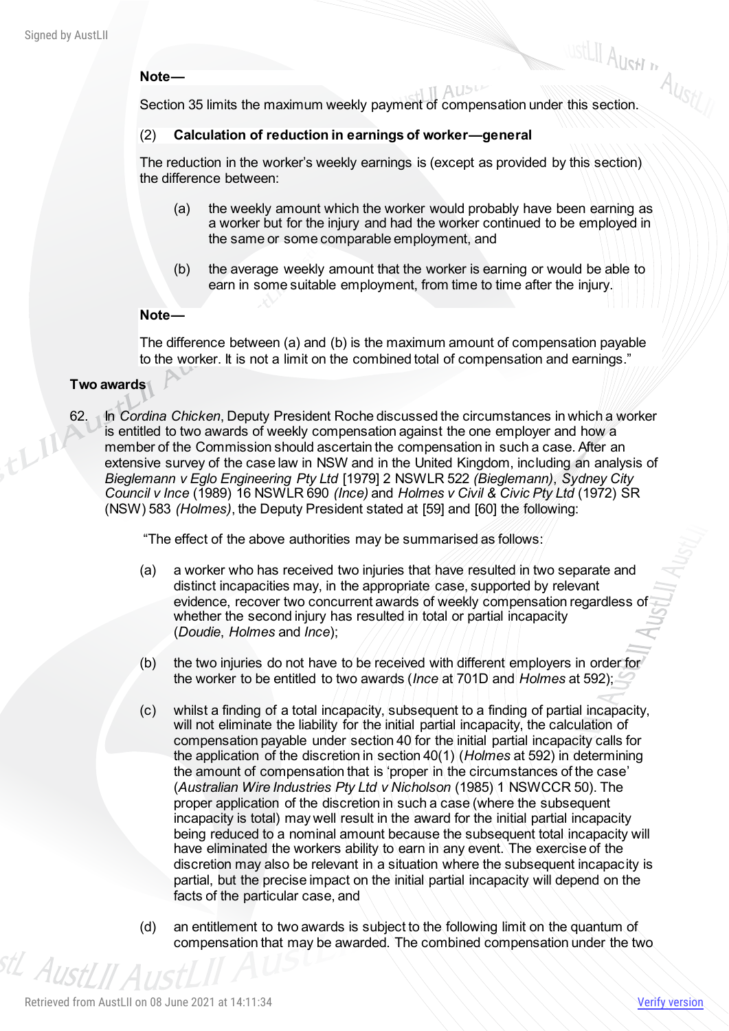**Note—**

Section 35 limits the maximum weekly payment of compensation under this section.

(2) **Calculation of reduction in earnings of worker—general**

The reduction in the worker's weekly earnings is (except as provided by this section) the difference between:

(a) the weekly amount which the worker would probably have been earning as a worker but for the injury and had the worker continued to be employed in the same or some comparable employment, and

(b) the average weekly amount that the worker is earning or would be able to earn in some suitable employment, from time to time after the injury.

**Note—**

The difference between (a) and (b) is the maximum amount of compensation payable to the worker. It is not a limit on the combined total of compensation and earnings."

**Two awards**

62. In *Cordina Chicken*, Deputy President Roche discussed the circumstances in which a worker is entitled to two awards of weekly compensation against the one employer and how a member of the Commission should ascertain the compensation in such a case. After an extensive survey of the case law in NSW and in the United Kingdom, including an analysis of *Bieglemann v Eglo Engineering Pty Ltd* [1979] 2 NSWLR 522 *(Bieglemann)*, *Sydney City Council v Ince* (1989) 16 NSWLR 690 *(Ince)* and *Holmes v Civil & Civic Pty Ltd* (1972) SR (NSW) 583 *(Holmes)*, the Deputy President stated at [59] and [60] the following:

"The effect of the above authorities may be summarised as follows:

(a) a worker who has received two injuries that have resulted in two separate and distinct incapacities may, in the appropriate case, supported by relevant evidence, recover two concurrent awards of weekly compensation regardless of whether the second injury has resulted in total or partial incapacity (*Doudie*, *Holmes* and *Ince*);

(b) the two injuries do not have to be received with different employers in order for the worker to be entitled to two awards (*Ince* at 701D and *Holmes* at 592);

(c) whilst a finding of a total incapacity, subsequent to a finding of partial incapacity, will not eliminate the liability for the initial partial incapacity, the calculation of compensation payable under section 40 for the initial partial incapacity calls for the application of the discretion in section 40(1) (*Holmes* at 592) in determining the amount of compensation that is 'proper in the circumstances of the case' (*Australian Wire Industries Pty Ltd v Nicholson* (1985) 1 NSWCCR 50). The proper application of the discretion in such a case (where the subsequent incapacity is total) may well result in the award for the initial partial incapacity being reduced to a nominal amount because the subsequent total incapacity will have eliminated the workers ability to earn in any event. The exercise of the discretion may also be relevant in a situation where the subsequent incapacity is partial, but the precise impact on the initial partial incapacity will depend on the facts of the particular case, and

(d) an entitlement to two awards is subject to the following limit on the quantum of compensation that may be awarded. The combined compensation under the two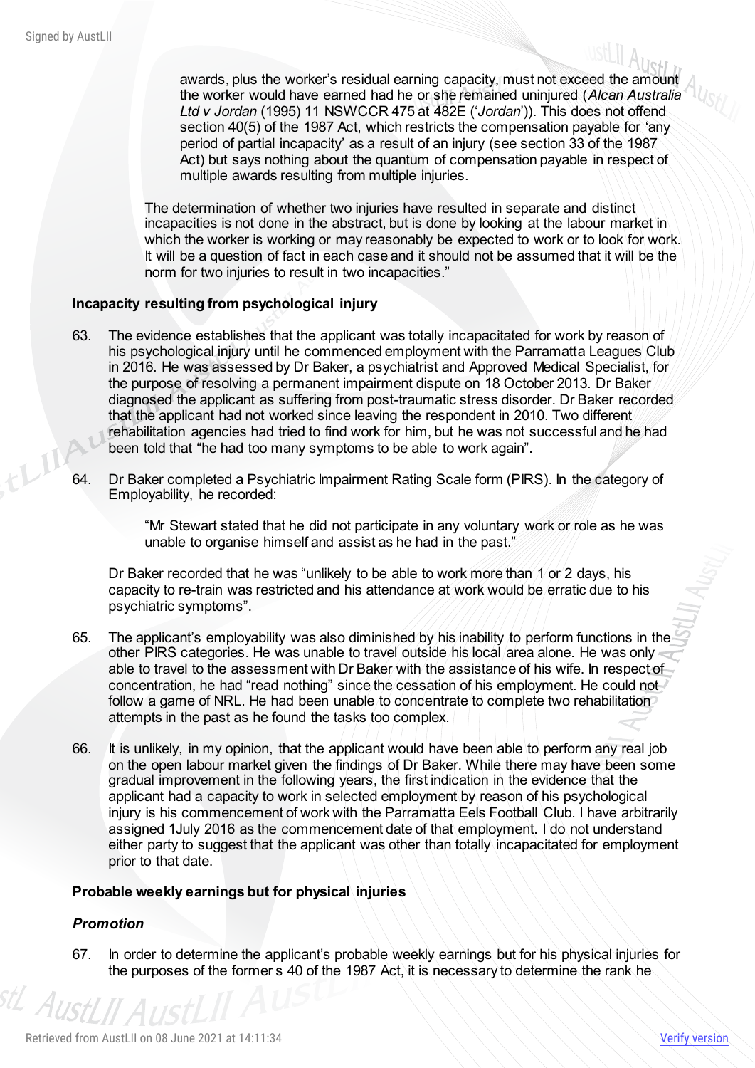awards, plus the worker's residual earning capacity, must not exceed the amount the worker would have earned had he or she remained uninjured (*Alcan Australia Ltd v Jordan* (1995) 11 NSWCCR 475 at 482E ('*Jordan*')). This does not offend section 40(5) of the 1987 Act, which restricts the compensation payable for 'any period of partial incapacity' as a result of an injury (see section 33 of the 1987 Act) but says nothing about the quantum of compensation payable in respect of multiple awards resulting from multiple injuries.

> The determination of whether two injuries have resulted in separate and distinct incapacities is not done in the abstract, but is done by looking at the labour market in which the worker is working or may reasonably be expected to work or to look for work. It will be a question of fact in each case and it should not be assumed that it will be the norm for two injuries to result in two incapacities."

### Incapacity resulting from psychological injury

63. The evidence establishes that the applicant was totally incapacitated for work by reason of his psychological injury until he commenced employment with the Parramatta Leagues Club in 2016. He was assessed by Dr Baker, a psychiatrist and Approved Medical Specialist, for the purpose of resolving a permanent impairment dispute on 18 October 2013. Dr Baker diagnosed the applicant as suffering from post-traumatic stress disorder. Dr Baker recorded that the applicant had not worked since leaving the respondent in 2010. Two different rehabilitation agencies had tried to find work for him, but he was not successful and he had been told that "he had too many symptoms to be able to work again".

64. Dr Baker completed a Psychiatric Impairment Rating Scale form (PIRS). In the category of Employability, he recorded:

> "Mr Stewart stated that he did not participate in any voluntary work or role as he was unable to organise himself and assist as he had in the past."

Dr Baker recorded that he was "unlikely to be able to work more than 1 or 2 days, his capacity to re-train was restricted and his attendance at work would be erratic due to his psychiatric symptoms".

65. The applicant's employability was also diminished by his inability to perform functions in the other PIRS categories. He was unable to travel outside his local area alone. He was only able to travel to the assessment with Dr Baker with the assistance of his wife. In respect of concentration, he had "read nothing" since the cessation of his employment. He could not follow a game of NRL. He had been unable to concentrate to complete two rehabilitation attempts in the past as he found the tasks too complex.

66. It is unlikely, in my opinion, that the applicant would have been able to perform any real job on the open labour market given the findings of Dr Baker. While there may have been some gradual improvement in the following years, the first indication in the evidence that the applicant had a capacity to work in selected employment by reason of his psychological injury is his commencement of work with the Parramatta Eels Football Club. I have arbitrarily assigned 1July 2016 as the commencement date of that employment. I do not understand either party to suggest that the applicant was other than totally incapacitated for employment prior to that date.

### Probable weekly earnings but for physical injuries

#### *Promotion*

67. In order to determine the applicant's probable weekly earnings but for his physical injuries for the purposes of the former s 40 of the 1987 Act, it is necessary to determine the rank he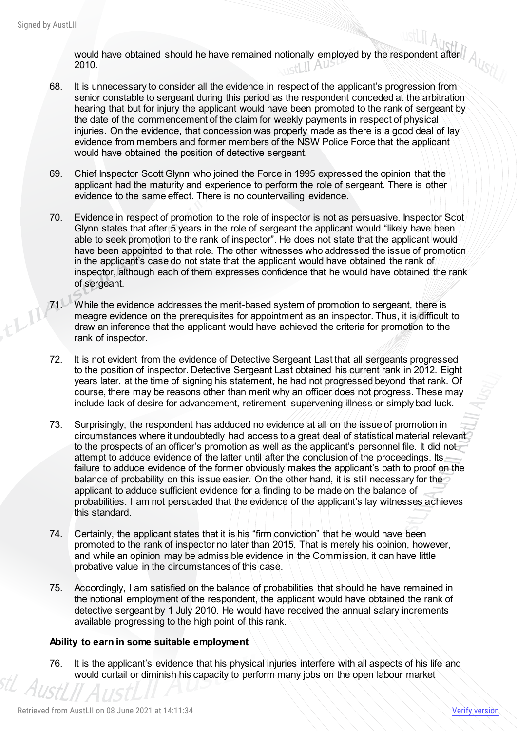would have obtained should he have remained notionally employed by the respondent after 2010.

68. It is unnecessary to consider all the evidence in respect of the applicant's progression from senior constable to sergeant during this period as the respondent conceded at the arbitration hearing that but for injury the applicant would have been promoted to the rank of sergeant by the date of the commencement of the claim for weekly payments in respect of physical injuries. On the evidence, that concession was properly made as there is a good deal of lay evidence from members and former members of the NSW Police Force that the applicant would have obtained the position of detective sergeant.

69. Chief Inspector Scott Glynn who joined the Force in 1995 expressed the opinion that the applicant had the maturity and experience to perform the role of sergeant. There is other evidence to the same effect. There is no countervailing evidence.

70. Evidence in respect of promotion to the role of inspector is not as persuasive. Inspector Scot Glynn states that after 5 years in the role of sergeant the applicant would "likely have been able to seek promotion to the rank of inspector". He does not state that the applicant would have been appointed to that role. The other witnesses who addressed the issue of promotion in the applicant's case do not state that the applicant would have obtained the rank of inspector, although each of them expresses confidence that he would have obtained the rank of sergeant.

71. While the evidence addresses the merit-based system of promotion to sergeant, there is meagre evidence on the prerequisites for appointment as an inspector. Thus, it is difficult to draw an inference that the applicant would have achieved the criteria for promotion to the rank of inspector.

72. It is not evident from the evidence of Detective Sergeant Last that all sergeants progressed to the position of inspector. Detective Sergeant Last obtained his current rank in 2012. Eight years later, at the time of signing his statement, he had not progressed beyond that rank. Of course, there may be reasons other than merit why an officer does not progress. These may include lack of desire for advancement, retirement, supervening illness or simply bad luck.

73. Surprisingly, the respondent has adduced no evidence at all on the issue of promotion in circumstances where it undoubtedly had access to a great deal of statistical material relevant to the prospects of an officer's promotion as well as the applicant's personnel file. It did not attempt to adduce evidence of the latter until after the conclusion of the proceedings. Its failure to adduce evidence of the former obviously makes the applicant's path to proof on the balance of probability on this issue easier. On the other hand, it is still necessary for the applicant to adduce sufficient evidence for a finding to be made on the balance of probabilities. I am not persuaded that the evidence of the applicant's lay witnesses achieves this standard.

74. Certainly, the applicant states that it is his "firm conviction" that he would have been promoted to the rank of inspector no later than 2015. That is merely his opinion, however, and while an opinion may be admissible evidence in the Commission, it can have little probative value in the circumstances of this case.

75. Accordingly, I am satisfied on the balance of probabilities that should he have remained in the notional employment of the respondent, the applicant would have obtained the rank of detective sergeant by 1 July 2010. He would have received the annual salary increments available progressing to the high point of this rank.

**Ability to earn in some suitable employment**

76. It is the applicant's evidence that his physical injuries interfere with all aspects of his life and would curtail or diminish his capacity to perform many jobs on the open labour market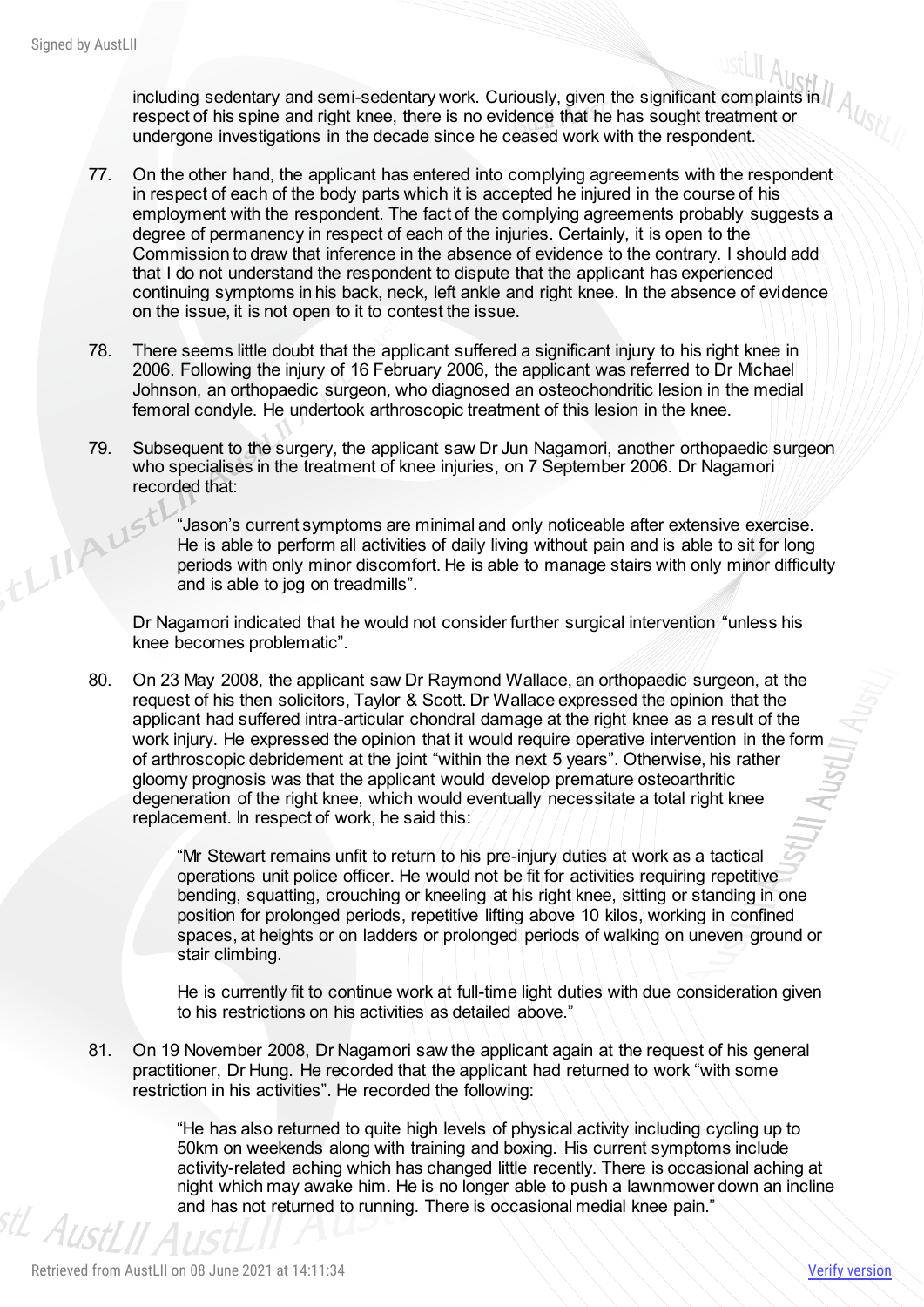including sedentary and semi-sedentary work. Curiously, given the significant complaints in respect of his spine and right knee, there is no evidence that he has sought treatment or undergone investigations in the decade since he ceased work with the respondent.

77. On the other hand, the applicant has entered into complying agreements with the respondent in respect of each of the body parts which it is accepted he injured in the course of his employment with the respondent. The fact of the complying agreements probably suggests a degree of permanency in respect of each of the injuries. Certainly, it is open to the Commission to draw that inference in the absence of evidence to the contrary. I should add that I do not understand the respondent to dispute that the applicant has experienced continuing symptoms in his back, neck, left ankle and right knee. In the absence of evidence on the issue, it is not open to it to contest the issue.

78. There seems little doubt that the applicant suffered a significant injury to his right knee in 2006. Following the injury of 16 February 2006, the applicant was referred to Dr Michael Johnson, an orthopaedic surgeon, who diagnosed an osteochondritic lesion in the medial femoral condyle. He undertook arthroscopic treatment of this lesion in the knee.

79. Subsequent to the surgery, the applicant saw Dr Jun Nagamori, another orthopaedic surgeon who specialises in the treatment of knee injuries, on 7 September 2006. Dr Nagamori recorded that:

> "Jason's current symptoms are minimal and only noticeable after extensive exercise. He is able to perform all activities of daily living without pain and is able to sit for long periods with only minor discomfort. He is able to manage stairs with only minor difficulty and is able to jog on treadmills".

Dr Nagamori indicated that he would not consider further surgical intervention "unless his knee becomes problematic".

80. On 23 May 2008, the applicant saw Dr Raymond Wallace, an orthopaedic surgeon, at the request of his then solicitors, Taylor & Scott. Dr Wallace expressed the opinion that the applicant had suffered intra-articular chondral damage at the right knee as a result of the work injury. He expressed the opinion that it would require operative intervention in the form of arthroscopic debridement at the joint "within the next 5 years". Otherwise, his rather gloomy prognosis was that the applicant would develop premature osteoarthritic degeneration of the right knee, which would eventually necessitate a total right knee replacement. In respect of work, he said this:

> "Mr Stewart remains unfit to return to his pre-injury duties at work as a tactical operations unit police officer. He would not be fit for activities requiring repetitive bending, squatting, crouching or kneeling at his right knee, sitting or standing in one position for prolonged periods, repetitive lifting above 10 kilos, working in confined spaces, at heights or on ladders or prolonged periods of walking on uneven ground or stair climbing.
>
> He is currently fit to continue work at full-time light duties with due consideration given to his restrictions on his activities as detailed above."

81. On 19 November 2008, Dr Nagamori saw the applicant again at the request of his general practitioner, Dr Hung. He recorded that the applicant had returned to work "with some restriction in his activities". He recorded the following:

> "He has also returned to quite high levels of physical activity including cycling up to 50km on weekends along with training and boxing. His current symptoms include activity-related aching which has changed little recently. There is occasional aching at night which may awake him. He is no longer able to push a lawnmower down an incline and has not returned to running. There is occasional medial knee pain."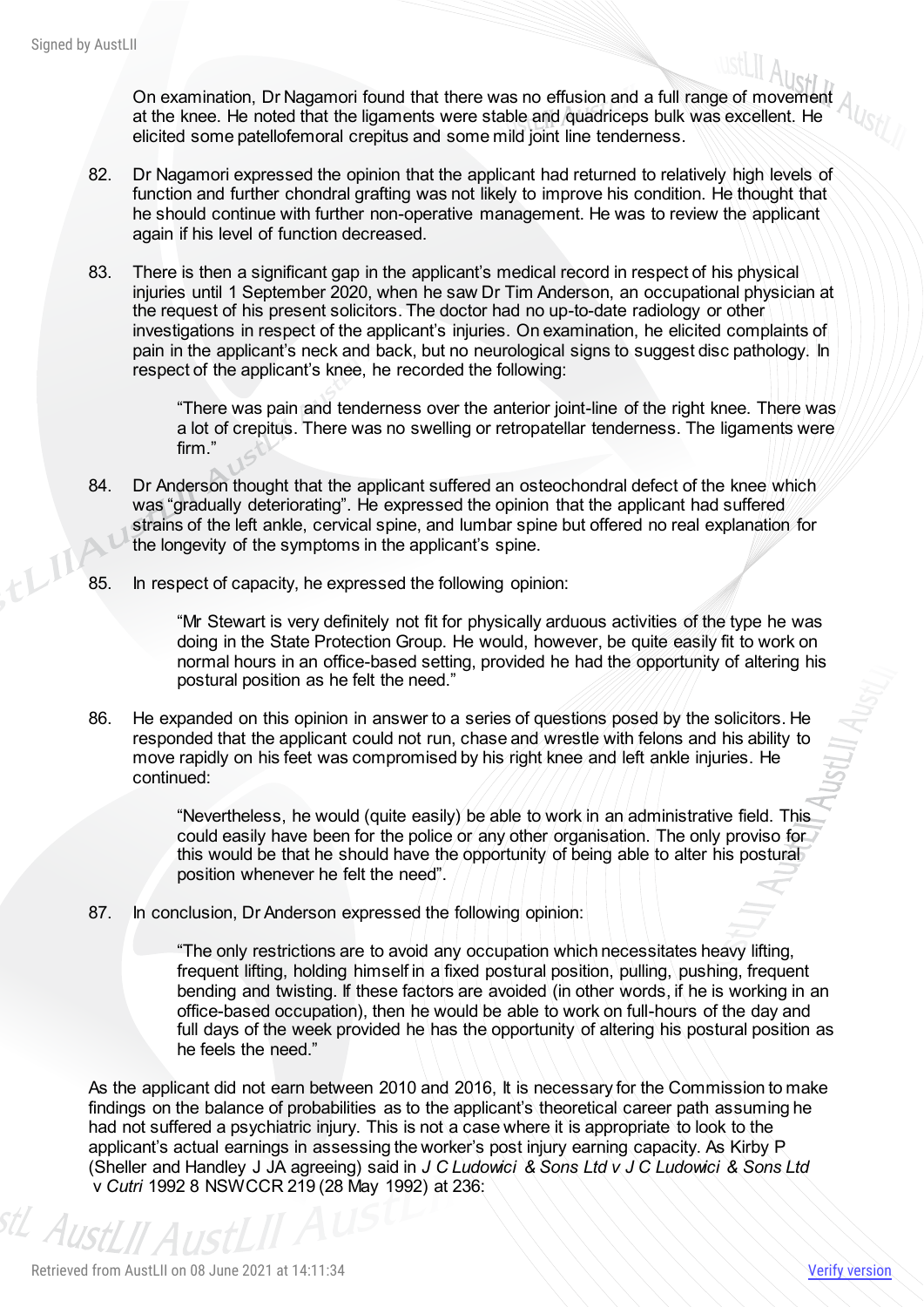On examination, Dr Nagamori found that there was no effusion and a full range of movement at the knee. He noted that the ligaments were stable and quadriceps bulk was excellent. He elicited some patellofemoral crepitus and some mild joint line tenderness.

82. Dr Nagamori expressed the opinion that the applicant had returned to relatively high levels of function and further chondral grafting was not likely to improve his condition. He thought that he should continue with further non-operative management. He was to review the applicant again if his level of function decreased.

83. There is then a significant gap in the applicant's medical record in respect of his physical injuries until 1 September 2020, when he saw Dr Tim Anderson, an occupational physician at the request of his present solicitors. The doctor had no up-to-date radiology or other investigations in respect of the applicant's injuries. On examination, he elicited complaints of pain in the applicant's neck and back, but no neurological signs to suggest disc pathology. In respect of the applicant's knee, he recorded the following:

> "There was pain and tenderness over the anterior joint-line of the right knee. There was a lot of crepitus. There was no swelling or retropatellar tenderness. The ligaments were firm."

84. Dr Anderson thought that the applicant suffered an osteochondral defect of the knee which was "gradually deteriorating". He expressed the opinion that the applicant had suffered strains of the left ankle, cervical spine, and lumbar spine but offered no real explanation for the longevity of the symptoms in the applicant's spine.

85. In respect of capacity, he expressed the following opinion:

> "Mr Stewart is very definitely not fit for physically arduous activities of the type he was doing in the State Protection Group. He would, however, be quite easily fit to work on normal hours in an office-based setting, provided he had the opportunity of altering his postural position as he felt the need."

86. He expanded on this opinion in answer to a series of questions posed by the solicitors. He responded that the applicant could not run, chase and wrestle with felons and his ability to move rapidly on his feet was compromised by his right knee and left ankle injuries. He continued:

> "Nevertheless, he would (quite easily) be able to work in an administrative field. This could easily have been for the police or any other organisation. The only proviso for this would be that he should have the opportunity of being able to alter his postural position whenever he felt the need".

87. In conclusion, Dr Anderson expressed the following opinion:

> "The only restrictions are to avoid any occupation which necessitates heavy lifting, frequent lifting, holding himself in a fixed postural position, pulling, pushing, frequent bending and twisting. If these factors are avoided (in other words, if he is working in an office-based occupation), then he would be able to work on full-hours of the day and full days of the week provided he has the opportunity of altering his postural position as he feels the need."

As the applicant did not earn between 2010 and 2016, It is necessary for the Commission to make findings on the balance of probabilities as to the applicant's theoretical career path assuming he had not suffered a psychiatric injury. This is not a case where it is appropriate to look to the applicant's actual earnings in assessing the worker's post injury earning capacity. As Kirby P (Sheller and Handley J JA agreeing) said in *J C Ludowici & Sons Ltd v J C Ludowici & Sons Ltd* v *Cutri* 1992 8 NSWCCR 219 (28 May 1992) at 236: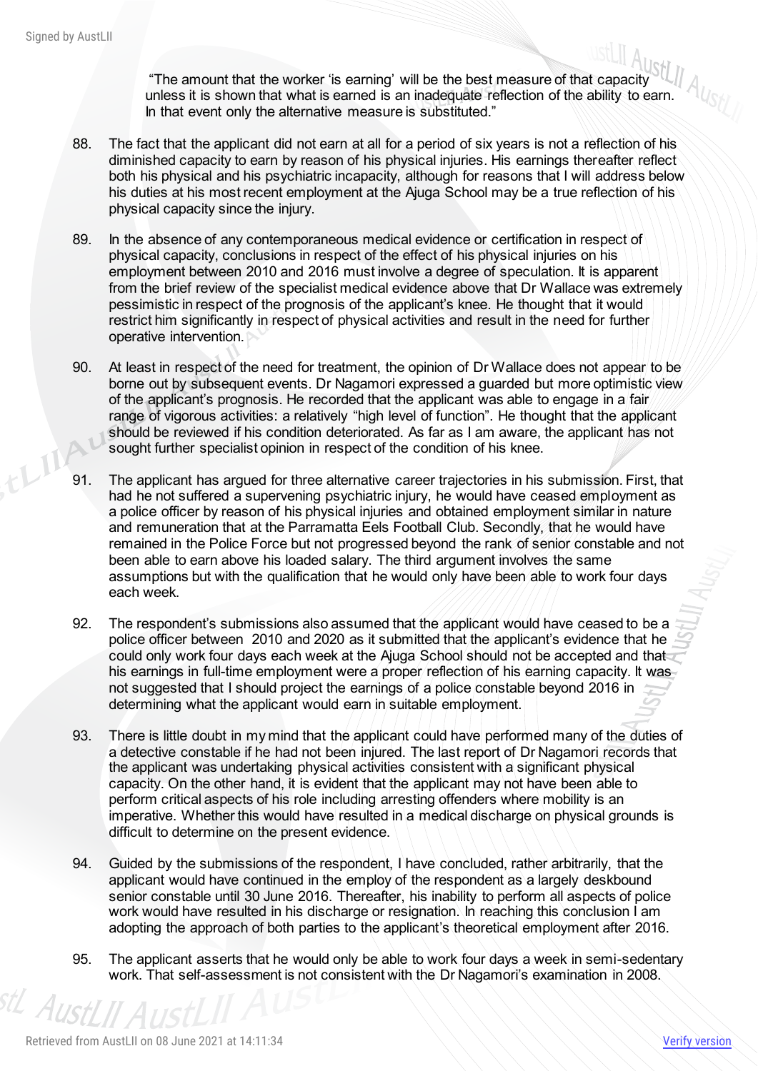"The amount that the worker 'is earning' will be the best measure of that capacity unless it is shown that what is earned is an inadequate reflection of the ability to earn. In that event only the alternative measure is substituted."

88. The fact that the applicant did not earn at all for a period of six years is not a reflection of his diminished capacity to earn by reason of his physical injuries. His earnings thereafter reflect both his physical and his psychiatric incapacity, although for reasons that I will address below his duties at his most recent employment at the Ajuga School may be a true reflection of his physical capacity since the injury.

89. In the absence of any contemporaneous medical evidence or certification in respect of physical capacity, conclusions in respect of the effect of his physical injuries on his employment between 2010 and 2016 must involve a degree of speculation. It is apparent from the brief review of the specialist medical evidence above that Dr Wallace was extremely pessimistic in respect of the prognosis of the applicant's knee. He thought that it would restrict him significantly in respect of physical activities and result in the need for further operative intervention.

90. At least in respect of the need for treatment, the opinion of Dr Wallace does not appear to be borne out by subsequent events. Dr Nagamori expressed a guarded but more optimistic view of the applicant's prognosis. He recorded that the applicant was able to engage in a fair range of vigorous activities: a relatively "high level of function". He thought that the applicant should be reviewed if his condition deteriorated. As far as I am aware, the applicant has not sought further specialist opinion in respect of the condition of his knee.

91. The applicant has argued for three alternative career trajectories in his submission. First, that had he not suffered a supervening psychiatric injury, he would have ceased employment as a police officer by reason of his physical injuries and obtained employment similar in nature and remuneration that at the Parramatta Eels Football Club. Secondly, that he would have remained in the Police Force but not progressed beyond the rank of senior constable and not been able to earn above his loaded salary. The third argument involves the same assumptions but with the qualification that he would only have been able to work four days each week.

92. The respondent's submissions also assumed that the applicant would have ceased to be a police officer between 2010 and 2020 as it submitted that the applicant's evidence that he could only work four days each week at the Ajuga School should not be accepted and that his earnings in full-time employment were a proper reflection of his earning capacity. It was not suggested that I should project the earnings of a police constable beyond 2016 in determining what the applicant would earn in suitable employment.

93. There is little doubt in my mind that the applicant could have performed many of the duties of a detective constable if he had not been injured. The last report of Dr Nagamori records that the applicant was undertaking physical activities consistent with a significant physical capacity. On the other hand, it is evident that the applicant may not have been able to perform critical aspects of his role including arresting offenders where mobility is an imperative. Whether this would have resulted in a medical discharge on physical grounds is difficult to determine on the present evidence.

94. Guided by the submissions of the respondent, I have concluded, rather arbitrarily, that the applicant would have continued in the employ of the respondent as a largely deskbound senior constable until 30 June 2016. Thereafter, his inability to perform all aspects of police work would have resulted in his discharge or resignation. In reaching this conclusion I am adopting the approach of both parties to the applicant's theoretical employment after 2016.

95. The applicant asserts that he would only be able to work four days a week in semi-sedentary work. That self-assessment is not consistent with the Dr Nagamori's examination in 2008.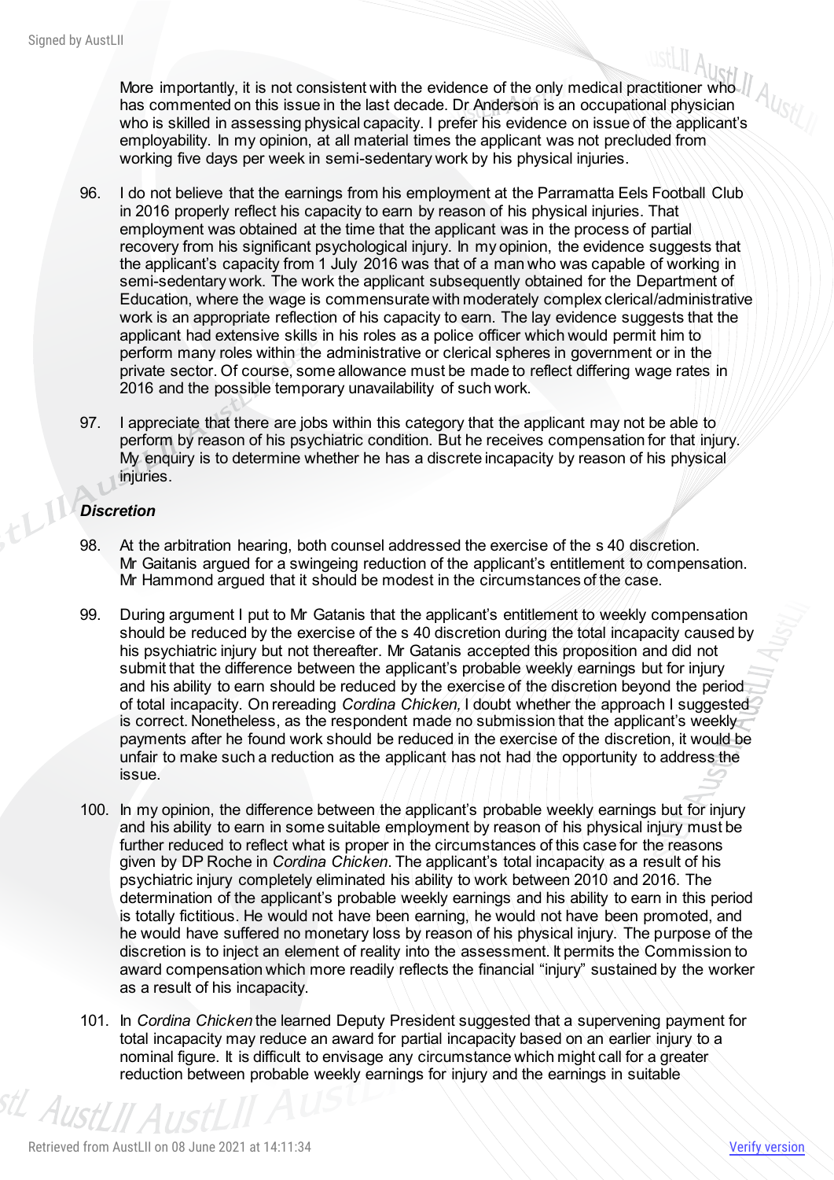More importantly, it is not consistent with the evidence of the only medical practitioner who has commented on this issue in the last decade. Dr Anderson is an occupational physician who is skilled in assessing physical capacity. I prefer his evidence on issue of the applicant's employability. In my opinion, at all material times the applicant was not precluded from working five days per week in semi-sedentary work by his physical injuries.

96. I do not believe that the earnings from his employment at the Parramatta Eels Football Club in 2016 properly reflect his capacity to earn by reason of his physical injuries. That employment was obtained at the time that the applicant was in the process of partial recovery from his significant psychological injury. In my opinion, the evidence suggests that the applicant's capacity from 1 July 2016 was that of a man who was capable of working in semi-sedentary work. The work the applicant subsequently obtained for the Department of Education, where the wage is commensurate with moderately complex clerical/administrative work is an appropriate reflection of his capacity to earn. The lay evidence suggests that the applicant had extensive skills in his roles as a police officer which would permit him to perform many roles within the administrative or clerical spheres in government or in the private sector. Of course, some allowance must be made to reflect differing wage rates in 2016 and the possible temporary unavailability of such work.

97. I appreciate that there are jobs within this category that the applicant may not be able to perform by reason of his psychiatric condition. But he receives compensation for that injury. My enquiry is to determine whether he has a discrete incapacity by reason of his physical injuries.

### *Discretion*

98. At the arbitration hearing, both counsel addressed the exercise of the s 40 discretion. Mr Gaitanis argued for a swingeing reduction of the applicant's entitlement to compensation. Mr Hammond argued that it should be modest in the circumstances of the case.

99. During argument I put to Mr Gatanis that the applicant's entitlement to weekly compensation should be reduced by the exercise of the s 40 discretion during the total incapacity caused by his psychiatric injury but not thereafter. Mr Gatanis accepted this proposition and did not submit that the difference between the applicant's probable weekly earnings but for injury and his ability to earn should be reduced by the exercise of the discretion beyond the period of total incapacity. On rereading *Cordina Chicken,* I doubt whether the approach I suggested is correct. Nonetheless, as the respondent made no submission that the applicant's weekly payments after he found work should be reduced in the exercise of the discretion, it would be unfair to make such a reduction as the applicant has not had the opportunity to address the issue.

100. In my opinion, the difference between the applicant's probable weekly earnings but for injury and his ability to earn in some suitable employment by reason of his physical injury must be further reduced to reflect what is proper in the circumstances of this case for the reasons given by DP Roche in *Cordina Chicken*. The applicant's total incapacity as a result of his psychiatric injury completely eliminated his ability to work between 2010 and 2016. The determination of the applicant's probable weekly earnings and his ability to earn in this period is totally fictitious. He would not have been earning, he would not have been promoted, and he would have suffered no monetary loss by reason of his physical injury. The purpose of the discretion is to inject an element of reality into the assessment. It permits the Commission to award compensation which more readily reflects the financial "injury" sustained by the worker as a result of his incapacity.

101. In *Cordina Chicken* the learned Deputy President suggested that a supervening payment for total incapacity may reduce an award for partial incapacity based on an earlier injury to a nominal figure. It is difficult to envisage any circumstance which might call for a greater reduction between probable weekly earnings for injury and the earnings in suitable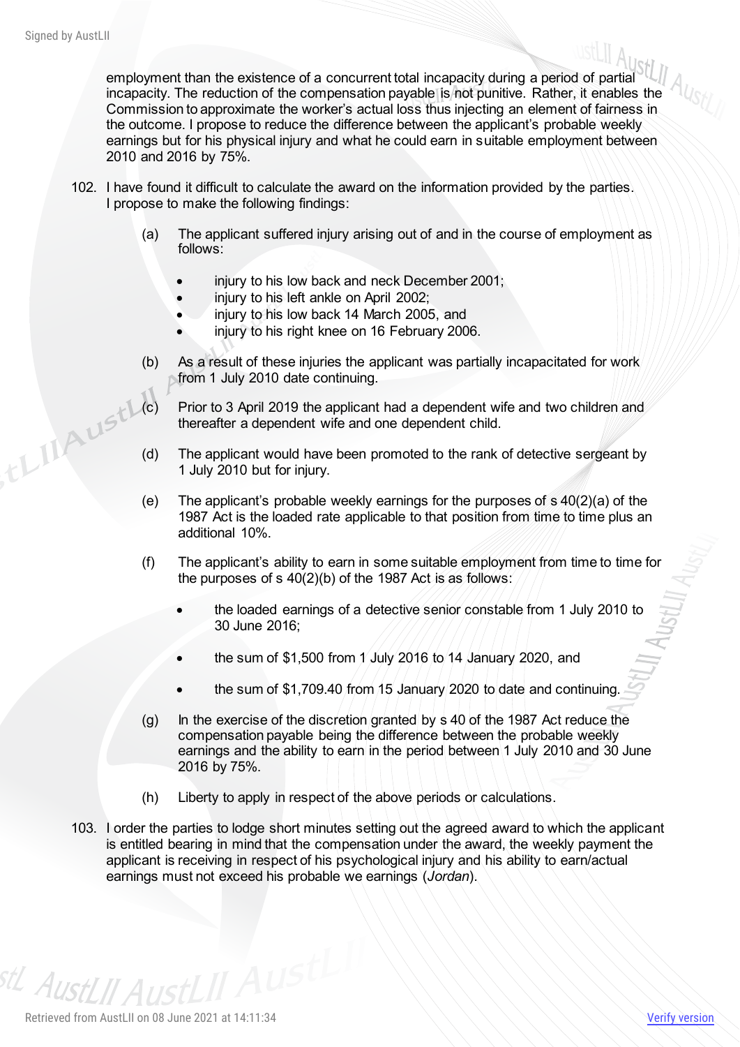employment than the existence of a concurrent total incapacity during a period of partial incapacity. The reduction of the compensation payable is not punitive. Rather, it enables the Commission to approximate the worker's actual loss thus injecting an element of fairness in the outcome. I propose to reduce the difference between the applicant's probable weekly earnings but for his physical injury and what he could earn in suitable employment between 2010 and 2016 by 75%.

102. I have found it difficult to calculate the award on the information provided by the parties. I propose to make the following findings:

   (a) The applicant suffered injury arising out of and in the course of employment as follows:

      - injury to his low back and neck December 2001;
      - injury to his left ankle on April 2002;
      - injury to his low back 14 March 2005, and
      - injury to his right knee on 16 February 2006.

   (b) As a result of these injuries the applicant was partially incapacitated for work from 1 July 2010 date continuing.

   (c) Prior to 3 April 2019 the applicant had a dependent wife and two children and thereafter a dependent wife and one dependent child.

   (d) The applicant would have been promoted to the rank of detective sergeant by 1 July 2010 but for injury.

   (e) The applicant's probable weekly earnings for the purposes of s 40(2)(a) of the 1987 Act is the loaded rate applicable to that position from time to time plus an additional 10%.

   (f) The applicant's ability to earn in some suitable employment from time to time for the purposes of s 40(2)(b) of the 1987 Act is as follows:

      - the loaded earnings of a detective senior constable from 1 July 2010 to 30 June 2016;
      - the sum of $1,500 from 1 July 2016 to 14 January 2020, and
      - the sum of $1,709.40 from 15 January 2020 to date and continuing.

   (g) In the exercise of the discretion granted by s 40 of the 1987 Act reduce the compensation payable being the difference between the probable weekly earnings and the ability to earn in the period between 1 July 2010 and 30 June 2016 by 75%.

   (h) Liberty to apply in respect of the above periods or calculations.

103. I order the parties to lodge short minutes setting out the agreed award to which the applicant is entitled bearing in mind that the compensation under the award, the weekly payment the applicant is receiving in respect of his psychological injury and his ability to earn/actual earnings must not exceed his probable we earnings (*Jordan*).